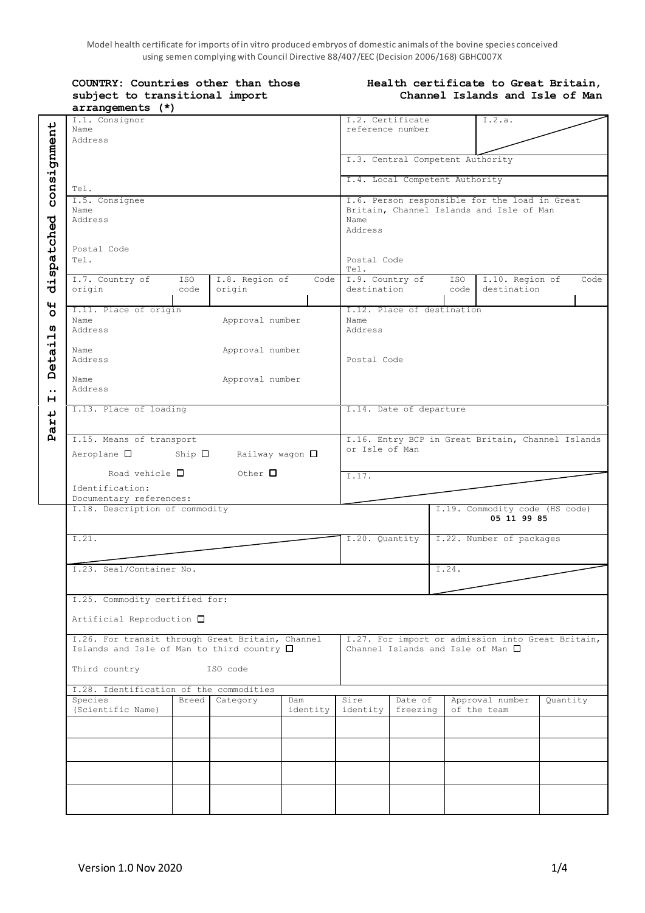Model health certificate for imports of in vitro produced embryos of domestic animals of the bovine species conceived using semen complying with Council Directive 88/407/EEC (Decision 2006/168) GBHC007X

**COUNTRY: Countries other than those subject to transitional import arrangements (*)**

**Health certificate to Great Britain, Channel Islands and Isle of Man**

**Part I: Details of dispatched consignment**

| | |
|---|---|
| I.1. Consignor<br>Name<br>Address<br><br>Tel. | I.2. Certificate reference number<br>I.2.a.<br><br>I.3. Central Competent Authority<br><br>I.4. Local Competent Authority |
| I.5. Consignee<br>Name<br>Address<br><br>Postal Code<br>Tel. | I.6. Person responsible for the load in Great Britain, Channel Islands and Isle of Man<br>Name<br>Address<br><br>Postal Code<br>Tel. |
| I.7. Country of origin / ISO code / I.8. Region of origin / Code | I.9. Country of destination / ISO code / I.10. Region of destination / Code |
| I.11. Place of origin<br>Name / Approval number<br>Address<br>Name / Approval number<br>Address<br>Name / Approval number<br>Address | I.12. Place of destination<br>Name<br>Address<br><br>Postal Code |
| I.13. Place of loading | I.14. Date of departure |
| I.15. Means of transport<br>Aeroplane ☐ Ship ☐ Railway wagon ☐<br>Road vehicle ☐ Other ☐<br>Identification:<br>Documentary references: | I.16. Entry BCP in Great Britain, Channel Islands or Isle of Man<br><br>I.17. |
| I.18. Description of commodity | I.19. Commodity code (HS code)<br>**05 11 99 85** |
| I.21. | I.20. Quantity / I.22. Number of packages |
| I.23. Seal/Container No. | I.24. |
| I.25. Commodity certified for:<br>Artificial Reproduction ☐ | |
| I.26. For transit through Great Britain, Channel Islands and Isle of Man to third country ☐<br>Third country / ISO code | I.27. For import or admission into Great Britain, Channel Islands and Isle of Man ☐ |

I.28. Identification of the commodities

| Species (Scientific Name) | Breed | Category | Dam identity | Sire identity | Date of freezing | Approval number of the team | Quantity |
|---|---|---|---|---|---|---|---|
| | | | | | | | |
| | | | | | | | |
| | | | | | | | |
| | | | | | | | |

Version 1.0 Nov 2020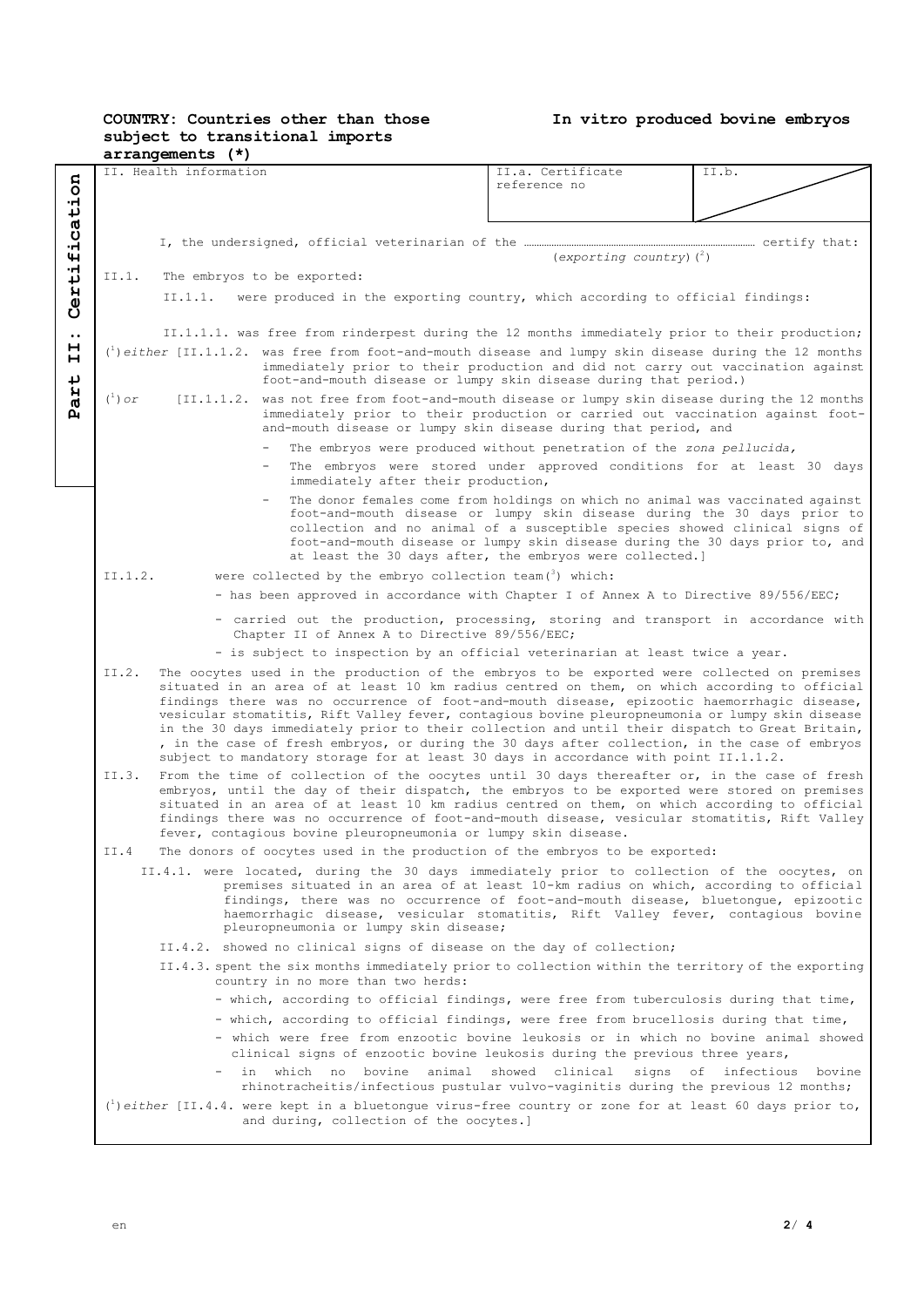**COUNTRY: Countries other than those subject to transitional imports arrangements (*)**

**In vitro produced bovine embryos**

**Part II: Certification**

| II. Health information | II.a. Certificate reference no | II.b. |
|---|---|---|

I, the undersigned, official veterinarian of the ……………………………… (*exporting country*) (2) certify that:

II.1. The embryos to be exported:

II.1.1. were produced in the exporting country, which according to official findings:

II.1.1.1. was free from rinderpest during the 12 months immediately prior to their production;

(1) *either* [II.1.1.2. was free from foot-and-mouth disease and lumpy skin disease during the 12 months immediately prior to their production and did not carry out vaccination against foot-and-mouth disease or lumpy skin disease during that period.)

(1) *or* [II.1.1.2. was not free from foot-and-mouth disease or lumpy skin disease during the 12 months immediately prior to their production or carried out vaccination against foot-and-mouth disease or lumpy skin disease during that period, and

- The embryos were produced without penetration of the *zona pellucida,*
- The embryos were stored under approved conditions for at least 30 days immediately after their production,
- The donor females come from holdings on which no animal was vaccinated against foot-and-mouth disease or lumpy skin disease during the 30 days prior to collection and no animal of a susceptible species showed clinical signs of foot-and-mouth disease or lumpy skin disease during the 30 days prior to, and at least the 30 days after, the embryos were collected.]

II.1.2. were collected by the embryo collection team(3) which:

- has been approved in accordance with Chapter I of Annex A to Directive 89/556/EEC;
- carried out the production, processing, storing and transport in accordance with Chapter II of Annex A to Directive 89/556/EEC;
- is subject to inspection by an official veterinarian at least twice a year.

II.2. The oocytes used in the production of the embryos to be exported were collected on premises situated in an area of at least 10 km radius centred on them, on which according to official findings there was no occurrence of foot-and-mouth disease, epizootic haemorrhagic disease, vesicular stomatitis, Rift Valley fever, contagious bovine pleuropneumonia or lumpy skin disease in the 30 days immediately prior to their collection and until their dispatch to Great Britain, , in the case of fresh embryos, or during the 30 days after collection, in the case of embryos subject to mandatory storage for at least 30 days in accordance with point II.1.1.2.

II.3. From the time of collection of the oocytes until 30 days thereafter or, in the case of fresh embryos, until the day of their dispatch, the embryos to be exported were stored on premises situated in an area of at least 10 km radius centred on them, on which according to official findings there was no occurrence of foot-and-mouth disease, vesicular stomatitis, Rift Valley fever, contagious bovine pleuropneumonia or lumpy skin disease.

II.4 The donors of oocytes used in the production of the embryos to be exported:

II.4.1. were located, during the 30 days immediately prior to collection of the oocytes, on premises situated in an area of at least 10-km radius on which, according to official findings, there was no occurrence of foot-and-mouth disease, bluetongue, epizootic haemorrhagic disease, vesicular stomatitis, Rift Valley fever, contagious bovine pleuropneumonia or lumpy skin disease;

II.4.2. showed no clinical signs of disease on the day of collection;

II.4.3. spent the six months immediately prior to collection within the territory of the exporting country in no more than two herds:

- which, according to official findings, were free from tuberculosis during that time,
- which, according to official findings, were free from brucellosis during that time,
- which were free from enzootic bovine leukosis or in which no bovine animal showed clinical signs of enzootic bovine leukosis during the previous three years,
- in which no bovine animal showed clinical signs of infectious bovine rhinotracheitis/infectious pustular vulvo-vaginitis during the previous 12 months;

(1) *either* [II.4.4. were kept in a bluetongue virus-free country or zone for at least 60 days prior to, and during, collection of the oocytes.]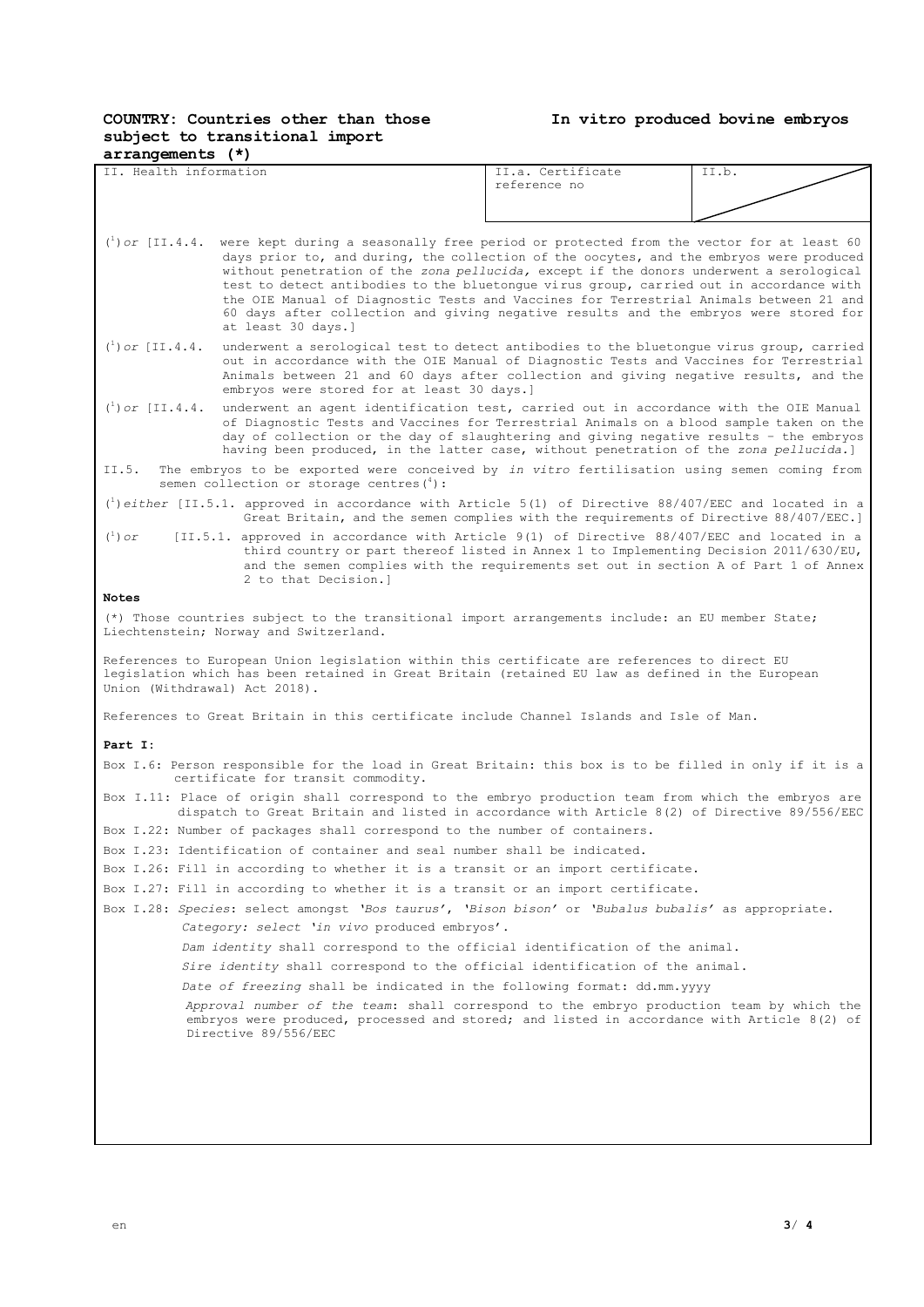**COUNTRY: Countries other than those subject to transitional import arrangements (*)**

**In vitro produced bovine embryos**

| II. Health information | II.a. Certificate reference no | II.b. |
|---|---|---|

([1]) *or* [II.4.4. were kept during a seasonally free period or protected from the vector for at least 60 days prior to, and during, the collection of the oocytes, and the embryos were produced without penetration of the *zona pellucida,* except if the donors underwent a serological test to detect antibodies to the bluetongue virus group, carried out in accordance with the OIE Manual of Diagnostic Tests and Vaccines for Terrestrial Animals between 21 and 60 days after collection and giving negative results and the embryos were stored for at least 30 days.]

([1]) *or* [II.4.4. underwent a serological test to detect antibodies to the bluetongue virus group, carried out in accordance with the OIE Manual of Diagnostic Tests and Vaccines for Terrestrial Animals between 21 and 60 days after collection and giving negative results, and the embryos were stored for at least 30 days.]

([1]) *or* [II.4.4. underwent an agent identification test, carried out in accordance with the OIE Manual of Diagnostic Tests and Vaccines for Terrestrial Animals on a blood sample taken on the day of collection or the day of slaughtering and giving negative results – the embryos having been produced, in the latter case, without penetration of the *zona pellucida*.]

II.5. The embryos to be exported were conceived by *in vitro* fertilisation using semen coming from semen collection or storage centres ([4]):

([1]) *either* [II.5.1. approved in accordance with Article 5(1) of Directive 88/407/EEC and located in a Great Britain, and the semen complies with the requirements of Directive 88/407/EEC.]

([1]) *or* [II.5.1. approved in accordance with Article 9(1) of Directive 88/407/EEC and located in a third country or part thereof listed in Annex 1 to Implementing Decision 2011/630/EU, and the semen complies with the requirements set out in section A of Part 1 of Annex 2 to that Decision.]

**Notes**

(*) Those countries subject to the transitional import arrangements include: an EU member State; Liechtenstein; Norway and Switzerland.

References to European Union legislation within this certificate are references to direct EU legislation which has been retained in Great Britain (retained EU law as defined in the European Union (Withdrawal) Act 2018).

References to Great Britain in this certificate include Channel Islands and Isle of Man.

**Part I**:

Box I.6: Person responsible for the load in Great Britain: this box is to be filled in only if it is a certificate for transit commodity.

Box I.11: Place of origin shall correspond to the embryo production team from which the embryos are dispatch to Great Britain and listed in accordance with Article 8(2) of Directive 89/556/EEC

Box I.22: Number of packages shall correspond to the number of containers.

Box I.23: Identification of container and seal number shall be indicated.

Box I.26: Fill in according to whether it is a transit or an import certificate.

Box I.27: Fill in according to whether it is a transit or an import certificate.

Box I.28: *Species*: select amongst *'Bos taurus'*, *'Bison bison'* or *'Bubalus bubalis'* as appropriate.

*Category: select 'in vivo* produced embryos'.

*Dam identity* shall correspond to the official identification of the animal.

*Sire identity* shall correspond to the official identification of the animal.

*Date of freezing* shall be indicated in the following format: dd.mm.yyyy

*Approval number of the team*: shall correspond to the embryo production team by which the embryos were produced, processed and stored; and listed in accordance with Article 8(2) of Directive 89/556/EEC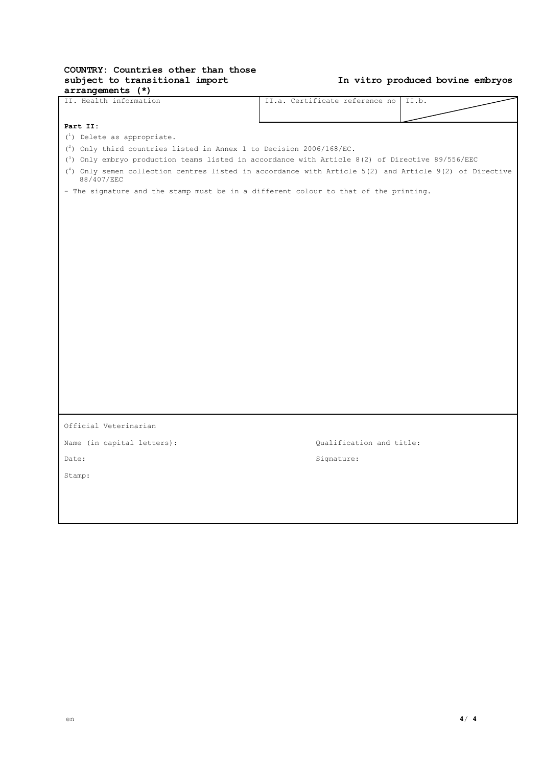**COUNTRY: Countries other than those subject to transitional import arrangements (*)**

**In vitro produced bovine embryos**

| II. Health information | II.a. Certificate reference no | II.b. |
|---|---|---|

**Part II:**

([1]) Delete as appropriate.

([2]) Only third countries listed in Annex 1 to Decision 2006/168/EC.

([3]) Only embryo production teams listed in accordance with Article 8(2) of Directive 89/556/EEC

([4]) Only semen collection centres listed in accordance with Article 5(2) and Article 9(2) of Directive 88/407/EEC

- The signature and the stamp must be in a different colour to that of the printing.

Official Veterinarian

Name (in capital letters):

Qualification and title:

Date:

Signature:

Stamp: